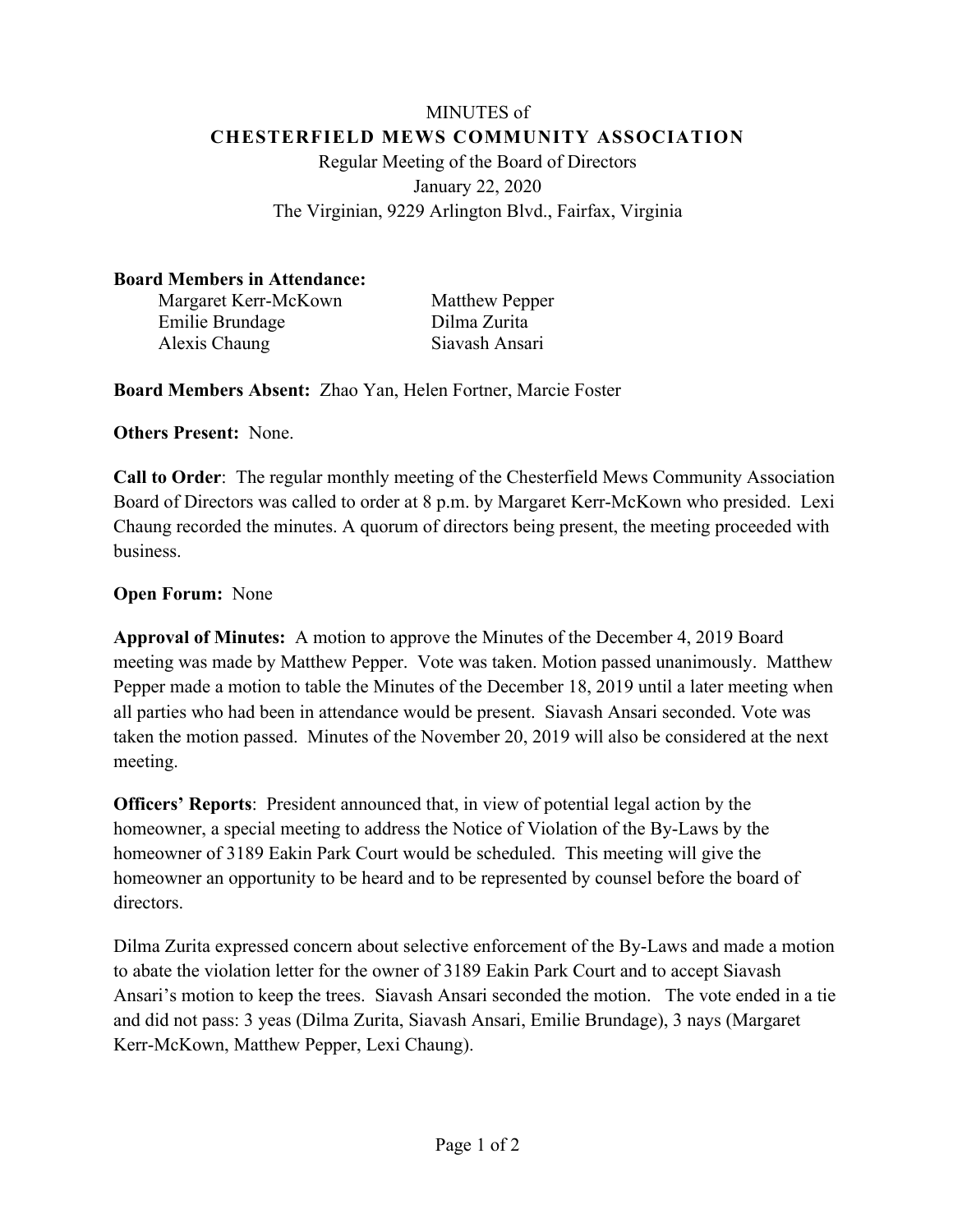# MINUTES of
## CHESTERFIELD MEWS COMMUNITY ASSOCIATION

Regular Meeting of the Board of Directors
January 22, 2020
The Virginian, 9229 Arlington Blvd., Fairfax, Virginia

**Board Members in Attendance:**

| | |
|---|---|
| Margaret Kerr-McKown | Matthew Pepper |
| Emilie Brundage | Dilma Zurita |
| Alexis Chaung | Siavash Ansari |

**Board Members Absent:** Zhao Yan, Helen Fortner, Marcie Foster

**Others Present:** None.

**Call to Order**: The regular monthly meeting of the Chesterfield Mews Community Association Board of Directors was called to order at 8 p.m. by Margaret Kerr-McKown who presided. Lexi Chaung recorded the minutes. A quorum of directors being present, the meeting proceeded with business.

**Open Forum:** None

**Approval of Minutes:** A motion to approve the Minutes of the December 4, 2019 Board meeting was made by Matthew Pepper. Vote was taken. Motion passed unanimously. Matthew Pepper made a motion to table the Minutes of the December 18, 2019 until a later meeting when all parties who had been in attendance would be present. Siavash Ansari seconded. Vote was taken the motion passed. Minutes of the November 20, 2019 will also be considered at the next meeting.

**Officers' Reports**: President announced that, in view of potential legal action by the homeowner, a special meeting to address the Notice of Violation of the By-Laws by the homeowner of 3189 Eakin Park Court would be scheduled. This meeting will give the homeowner an opportunity to be heard and to be represented by counsel before the board of directors.

Dilma Zurita expressed concern about selective enforcement of the By-Laws and made a motion to abate the violation letter for the owner of 3189 Eakin Park Court and to accept Siavash Ansari's motion to keep the trees. Siavash Ansari seconded the motion. The vote ended in a tie and did not pass: 3 yeas (Dilma Zurita, Siavash Ansari, Emilie Brundage), 3 nays (Margaret Kerr-McKown, Matthew Pepper, Lexi Chaung).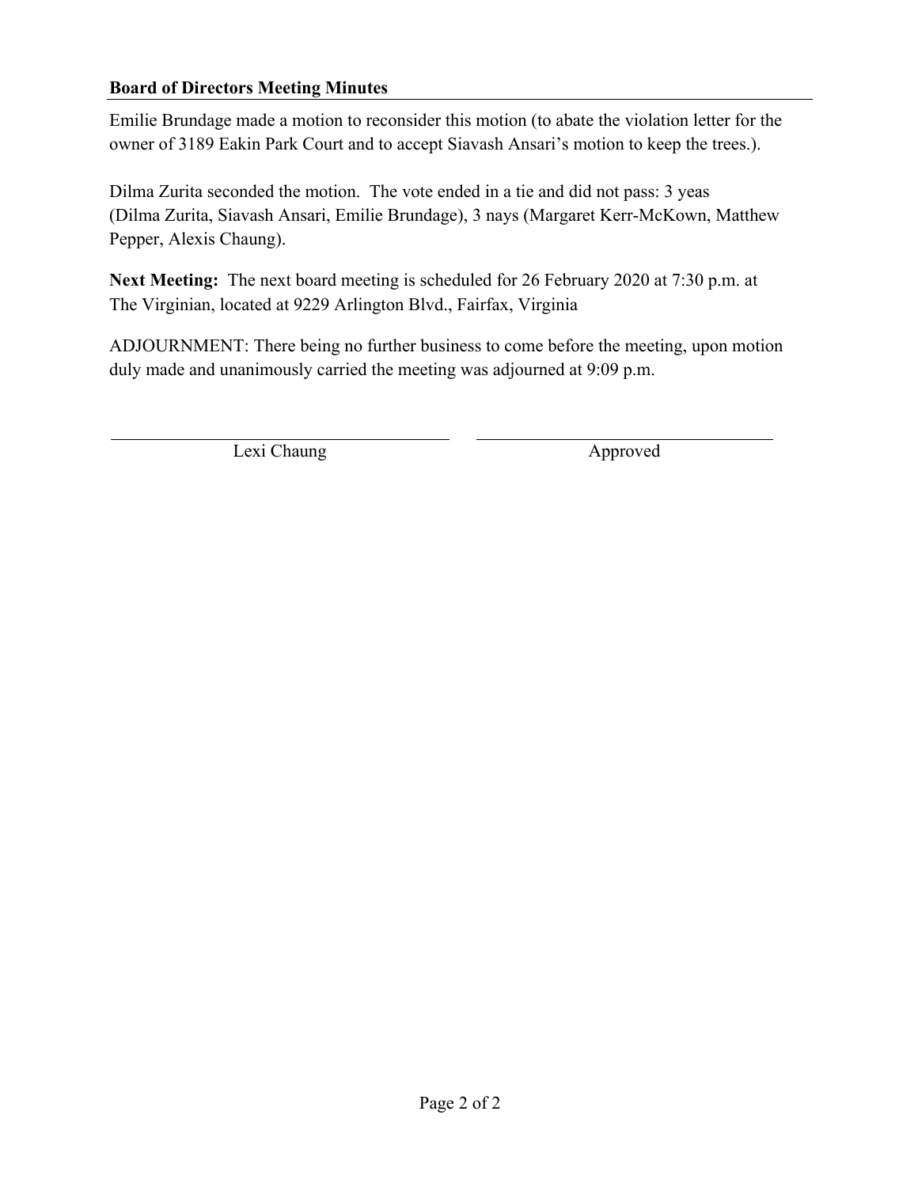**Board of Directors Meeting Minutes**

Emilie Brundage made a motion to reconsider this motion (to abate the violation letter for the owner of 3189 Eakin Park Court and to accept Siavash Ansari's motion to keep the trees.).

Dilma Zurita seconded the motion. The vote ended in a tie and did not pass: 3 yeas (Dilma Zurita, Siavash Ansari, Emilie Brundage), 3 nays (Margaret Kerr-McKown, Matthew Pepper, Alexis Chaung).

**Next Meeting:** The next board meeting is scheduled for 26 February 2020 at 7:30 p.m. at The Virginian, located at 9229 Arlington Blvd., Fairfax, Virginia

ADJOURNMENT: There being no further business to come before the meeting, upon motion duly made and unanimously carried the meeting was adjourned at 9:09 p.m.

| | |
|---|---|
| \_\_\_\_\_\_\_\_\_\_\_\_\_\_\_\_\_\_\_\_ | \_\_\_\_\_\_\_\_\_\_\_\_\_\_\_\_\_\_\_\_ |
| Lexi Chaung | Approved |